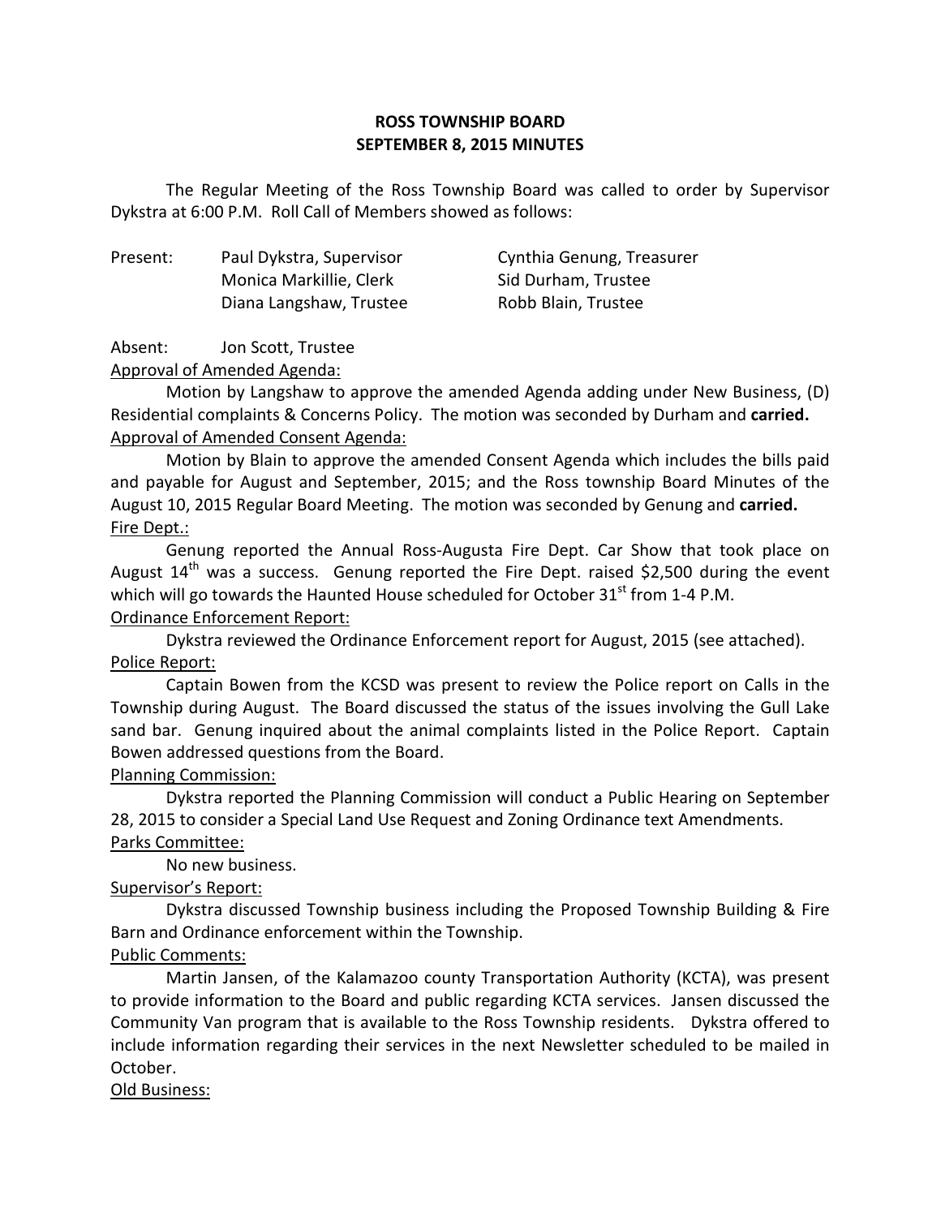# ROSS TOWNSHIP BOARD
# SEPTEMBER 8, 2015 MINUTES

The Regular Meeting of the Ross Township Board was called to order by Supervisor Dykstra at 6:00 P.M. Roll Call of Members showed as follows:

| | | |
|---|---|---|
| Present: | Paul Dykstra, Supervisor | Cynthia Genung, Treasurer |
| | Monica Markillie, Clerk | Sid Durham, Trustee |
| | Diana Langshaw, Trustee | Robb Blain, Trustee |

Absent: Jon Scott, Trustee

<u>Approval of Amended Agenda:</u>

Motion by Langshaw to approve the amended Agenda adding under New Business, (D) Residential complaints & Concerns Policy. The motion was seconded by Durham and **carried.**

<u>Approval of Amended Consent Agenda:</u>

Motion by Blain to approve the amended Consent Agenda which includes the bills paid and payable for August and September, 2015; and the Ross township Board Minutes of the August 10, 2015 Regular Board Meeting. The motion was seconded by Genung and **carried.**

<u>Fire Dept.:</u>

Genung reported the Annual Ross-Augusta Fire Dept. Car Show that took place on August 14th was a success. Genung reported the Fire Dept. raised $2,500 during the event which will go towards the Haunted House scheduled for October 31st from 1-4 P.M.

<u>Ordinance Enforcement Report:</u>

Dykstra reviewed the Ordinance Enforcement report for August, 2015 (see attached).

<u>Police Report:</u>

Captain Bowen from the KCSD was present to review the Police report on Calls in the Township during August. The Board discussed the status of the issues involving the Gull Lake sand bar. Genung inquired about the animal complaints listed in the Police Report. Captain Bowen addressed questions from the Board.

<u>Planning Commission:</u>

Dykstra reported the Planning Commission will conduct a Public Hearing on September 28, 2015 to consider a Special Land Use Request and Zoning Ordinance text Amendments.

<u>Parks Committee:</u>

No new business.

<u>Supervisor's Report:</u>

Dykstra discussed Township business including the Proposed Township Building & Fire Barn and Ordinance enforcement within the Township.

<u>Public Comments:</u>

Martin Jansen, of the Kalamazoo county Transportation Authority (KCTA), was present to provide information to the Board and public regarding KCTA services. Jansen discussed the Community Van program that is available to the Ross Township residents. Dykstra offered to include information regarding their services in the next Newsletter scheduled to be mailed in October.

<u>Old Business:</u>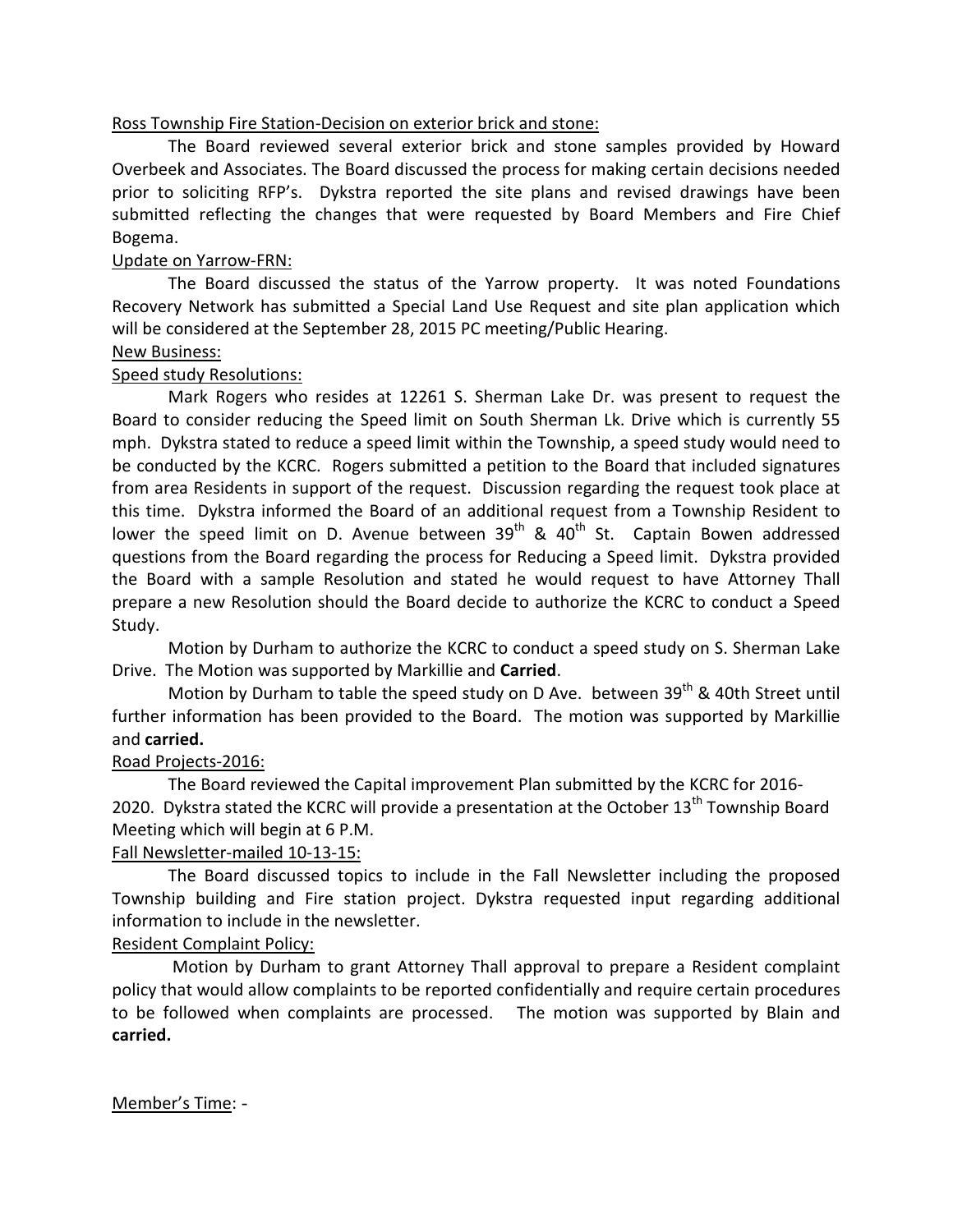Ross Township Fire Station-Decision on exterior brick and stone:

The Board reviewed several exterior brick and stone samples provided by Howard Overbeek and Associates. The Board discussed the process for making certain decisions needed prior to soliciting RFP's. Dykstra reported the site plans and revised drawings have been submitted reflecting the changes that were requested by Board Members and Fire Chief Bogema.

Update on Yarrow-FRN:

The Board discussed the status of the Yarrow property. It was noted Foundations Recovery Network has submitted a Special Land Use Request and site plan application which will be considered at the September 28, 2015 PC meeting/Public Hearing.

New Business:

Speed study Resolutions:

Mark Rogers who resides at 12261 S. Sherman Lake Dr. was present to request the Board to consider reducing the Speed limit on South Sherman Lk. Drive which is currently 55 mph. Dykstra stated to reduce a speed limit within the Township, a speed study would need to be conducted by the KCRC. Rogers submitted a petition to the Board that included signatures from area Residents in support of the request. Discussion regarding the request took place at this time. Dykstra informed the Board of an additional request from a Township Resident to lower the speed limit on D. Avenue between 39th & 40th St. Captain Bowen addressed questions from the Board regarding the process for Reducing a Speed limit. Dykstra provided the Board with a sample Resolution and stated he would request to have Attorney Thall prepare a new Resolution should the Board decide to authorize the KCRC to conduct a Speed Study.

Motion by Durham to authorize the KCRC to conduct a speed study on S. Sherman Lake Drive. The Motion was supported by Markillie and **Carried**.

Motion by Durham to table the speed study on D Ave. between 39th & 40th Street until further information has been provided to the Board. The motion was supported by Markillie and **carried.**

Road Projects-2016:

The Board reviewed the Capital improvement Plan submitted by the KCRC for 2016-2020. Dykstra stated the KCRC will provide a presentation at the October 13th Township Board Meeting which will begin at 6 P.M.

Fall Newsletter-mailed 10-13-15:

The Board discussed topics to include in the Fall Newsletter including the proposed Township building and Fire station project. Dykstra requested input regarding additional information to include in the newsletter.

Resident Complaint Policy:

Motion by Durham to grant Attorney Thall approval to prepare a Resident complaint policy that would allow complaints to be reported confidentially and require certain procedures to be followed when complaints are processed. The motion was supported by Blain and **carried.**

Member's Time: -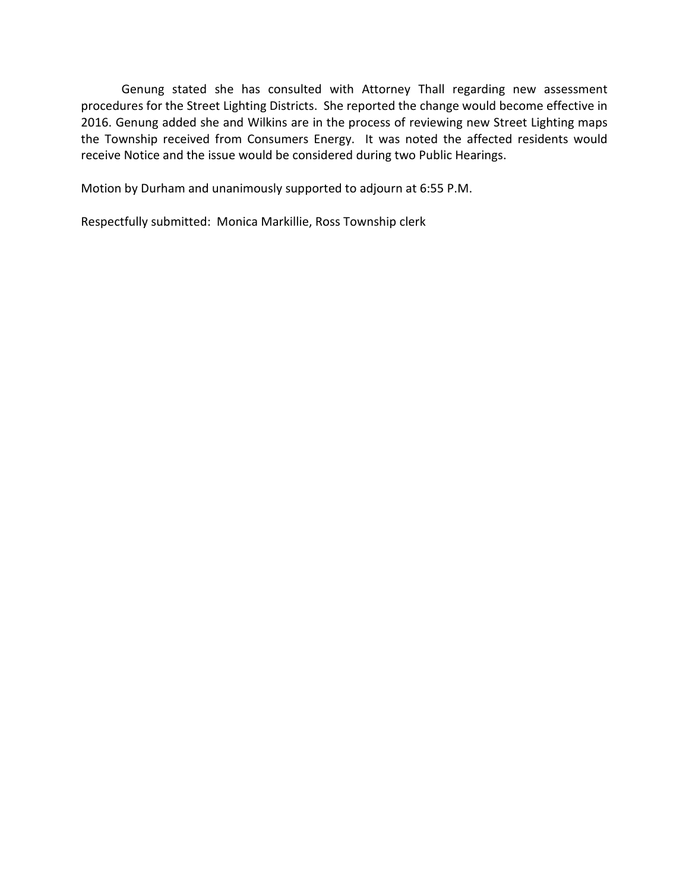Genung stated she has consulted with Attorney Thall regarding new assessment procedures for the Street Lighting Districts. She reported the change would become effective in 2016. Genung added she and Wilkins are in the process of reviewing new Street Lighting maps the Township received from Consumers Energy. It was noted the affected residents would receive Notice and the issue would be considered during two Public Hearings.

Motion by Durham and unanimously supported to adjourn at 6:55 P.M.

Respectfully submitted: Monica Markillie, Ross Township clerk